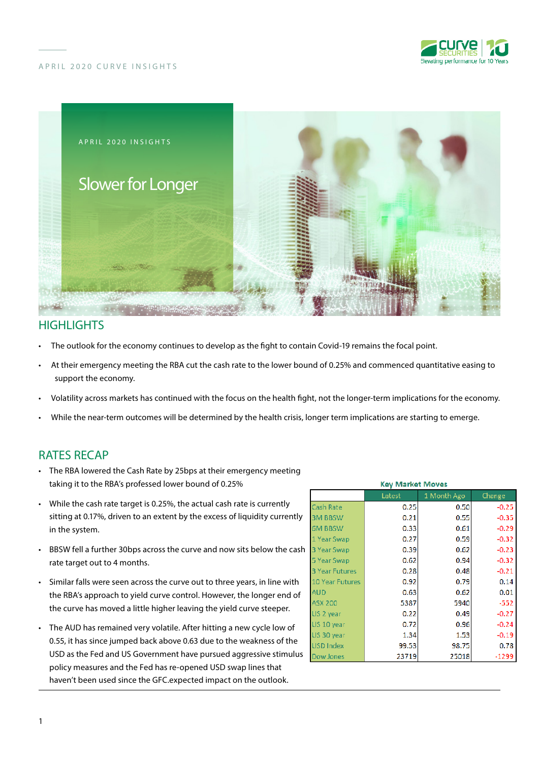APRIL 2020 CURVE INSIGHTS

APRIL 2020 INSIGHTS

# Slower for Longer

## HIGHLIGHTS

- The outlook for the economy continues to develop as the fight to contain Covid-19 remains the focal point.
- At their emergency meeting the RBA cut the cash rate to the lower bound of 0.25% and commenced quantitative easing to support the economy.
- Volatility across markets has continued with the focus on the health fight, not the longer-term implications for the economy.
- While the near-term outcomes will be determined by the health crisis, longer term implications are starting to emerge.

## RATES RECAP

- The RBA lowered the Cash Rate by 25bps at their emergency meeting taking it to the RBA's professed lower bound of 0.25%
- While the cash rate target is 0.25%, the actual cash rate is currently sitting at 0.17%, driven to an extent by the excess of liquidity currently in the system.
- BBSW fell a further 30bps across the curve and now sits below the cash rate target out to 4 months.
- Similar falls were seen across the curve out to three years, in line with the RBA's approach to yield curve control. However, the longer end of the curve has moved a little higher leaving the yield curve steeper.
- The AUD has remained very volatile. After hitting a new cycle low of 0.55, it has since jumped back above 0.63 due to the weakness of the USD as the Fed and US Government have pursued aggressive stimulus policy measures and the Fed has re-opened USD swap lines that haven't been used since the GFC.expected impact on the outlook.

**Key Market Moves**

| | Latest | 1 Month Ago | Change |
|---|---|---|---|
| Cash Rate | 0.25 | 0.50 | -0.25 |
| 3M BBSW | 0.21 | 0.55 | -0.35 |
| 6M BBSW | 0.33 | 0.61 | -0.29 |
| 1 Year Swap | 0.27 | 0.59 | -0.32 |
| 3 Year Swap | 0.39 | 0.62 | -0.23 |
| 5 Year Swap | 0.62 | 0.94 | -0.32 |
| 3 Year Futures | 0.28 | 0.48 | -0.21 |
| 10 Year Futures | 0.92 | 0.79 | 0.14 |
| AUD | 0.63 | 0.62 | 0.01 |
| ASX 200 | 5387 | 5940 | -552 |
| US 2 year | 0.22 | 0.49 | -0.27 |
| US 10 year | 0.72 | 0.96 | -0.24 |
| US 30 year | 1.34 | 1.53 | -0.19 |
| USD Index | 99.53 | 98.75 | 0.78 |
| Dow Jones | 23719 | 25018 | -1299 |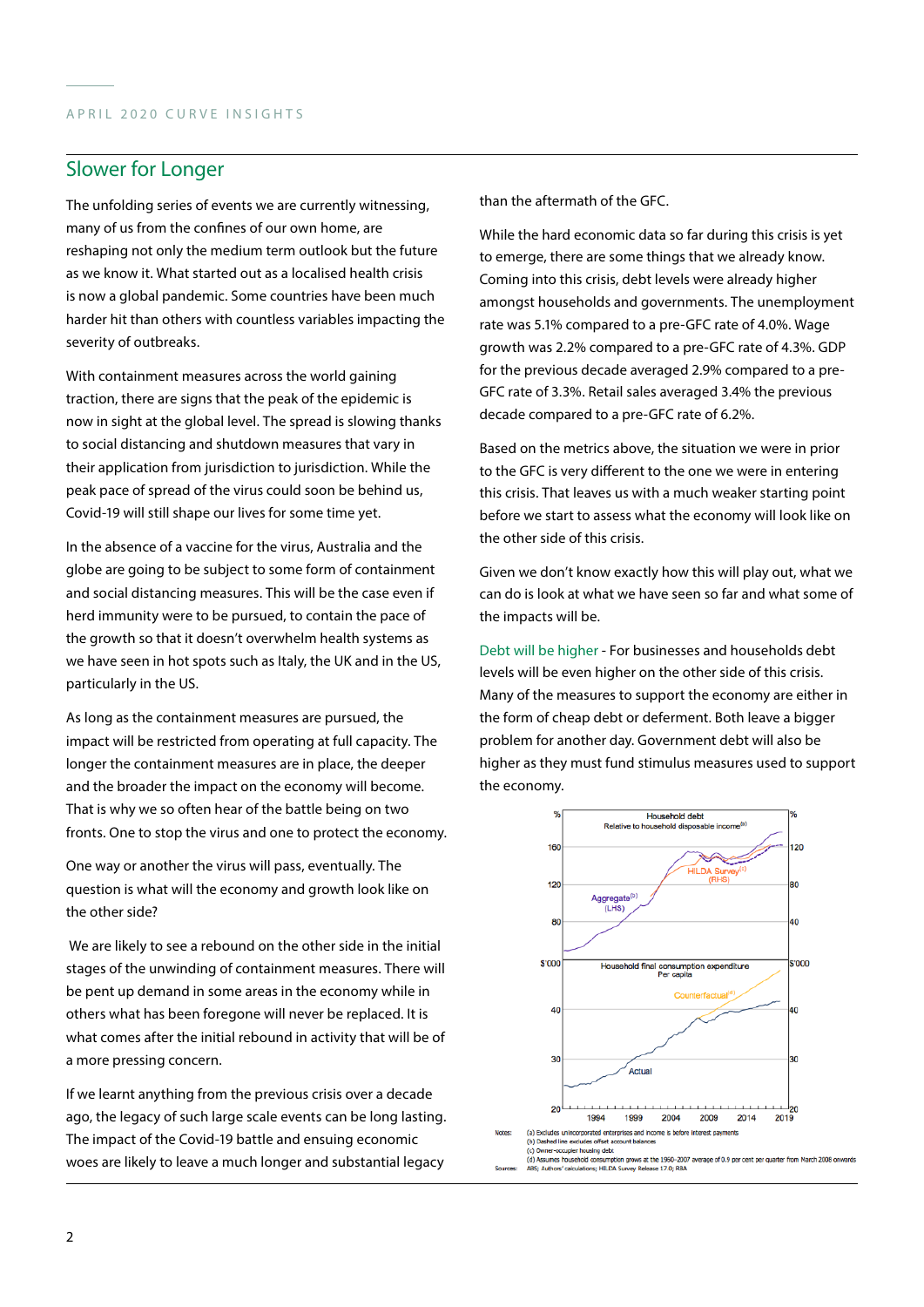APRIL 2020 CURVE INSIGHTS

## Slower for Longer

The unfolding series of events we are currently witnessing, many of us from the confines of our own home, are reshaping not only the medium term outlook but the future as we know it. What started out as a localised health crisis is now a global pandemic. Some countries have been much harder hit than others with countless variables impacting the severity of outbreaks.

With containment measures across the world gaining traction, there are signs that the peak of the epidemic is now in sight at the global level. The spread is slowing thanks to social distancing and shutdown measures that vary in their application from jurisdiction to jurisdiction. While the peak pace of spread of the virus could soon be behind us, Covid-19 will still shape our lives for some time yet.

In the absence of a vaccine for the virus, Australia and the globe are going to be subject to some form of containment and social distancing measures. This will be the case even if herd immunity were to be pursued, to contain the pace of the growth so that it doesn't overwhelm health systems as we have seen in hot spots such as Italy, the UK and in the US, particularly in the US.

As long as the containment measures are pursued, the impact will be restricted from operating at full capacity. The longer the containment measures are in place, the deeper and the broader the impact on the economy will become. That is why we so often hear of the battle being on two fronts. One to stop the virus and one to protect the economy.

One way or another the virus will pass, eventually. The question is what will the economy and growth look like on the other side?

We are likely to see a rebound on the other side in the initial stages of the unwinding of containment measures. There will be pent up demand in some areas in the economy while in others what has been foregone will never be replaced. It is what comes after the initial rebound in activity that will be of a more pressing concern.

If we learnt anything from the previous crisis over a decade ago, the legacy of such large scale events can be long lasting. The impact of the Covid-19 battle and ensuing economic woes are likely to leave a much longer and substantial legacy than the aftermath of the GFC.

While the hard economic data so far during this crisis is yet to emerge, there are some things that we already know. Coming into this crisis, debt levels were already higher amongst households and governments. The unemployment rate was 5.1% compared to a pre-GFC rate of 4.0%. Wage growth was 2.2% compared to a pre-GFC rate of 4.3%. GDP for the previous decade averaged 2.9% compared to a pre-GFC rate of 3.3%. Retail sales averaged 3.4% the previous decade compared to a pre-GFC rate of 6.2%.

Based on the metrics above, the situation we were in prior to the GFC is very different to the one we were in entering this crisis. That leaves us with a much weaker starting point before we start to assess what the economy will look like on the other side of this crisis.

Given we don't know exactly how this will play out, what we can do is look at what we have seen so far and what some of the impacts will be.

Debt will be higher - For businesses and households debt levels will be even higher on the other side of this crisis. Many of the measures to support the economy are either in the form of cheap debt or deferment. Both leave a bigger problem for another day. Government debt will also be higher as they must fund stimulus measures used to support the economy.

Household debt
Relative to household disposable income[a]
% 160 120 80 | % 120 80 40
HILDA Survey[c] (RHS)
Aggregate[b] (LHS)

Household final consumption expenditure
Per capita
$'000 40 30 20 | $'000 40 30 20
Counterfactual[d]
Actual
1994 1999 2004 2009 2014 2019

Notes: (a) Excludes unincorporated enterprises and income is before interest payments
(b) Dashed line excludes offset account balances
(c) Owner-occupier housing debt
(d) Assumes household consumption grows at the 1960–2007 average of 0.9 per cent per quarter from March 2008 onwards
Sources: ABS; Authors' calculations; HILDA Survey Release 17.0; RBA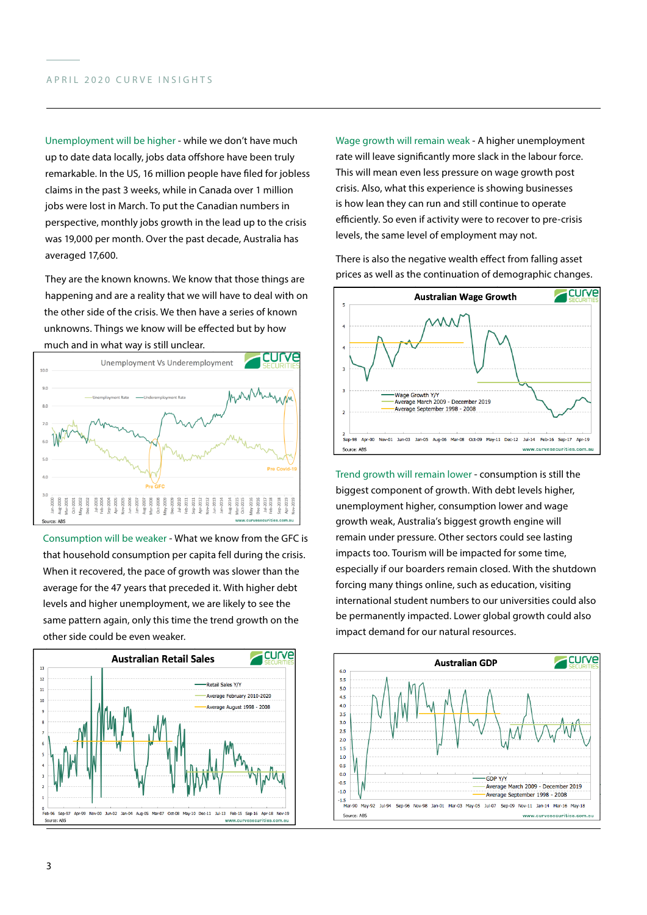Unemployment will be higher - while we don't have much up to date data locally, jobs data offshore have been truly remarkable. In the US, 16 million people have filed for jobless claims in the past 3 weeks, while in Canada over 1 million jobs were lost in March. To put the Canadian numbers in perspective, monthly jobs growth in the lead up to the crisis was 19,000 per month. Over the past decade, Australia has averaged 17,600.

They are the known knowns. We know that those things are happening and are a reality that we will have to deal with on the other side of the crisis. We then have a series of known unknowns. Things we know will be effected but by how much and in what way is still unclear.

Unemployment Vs Underemployment

Unemployment Rate
Underemployment Rate
Pre GFC
Pre Covid-19
10.0
9.0
8.0
7.0
6.0
5.0
4.0
3.0
Source: ABS
www.curvesecurities.com.au

Consumption will be weaker - What we know from the GFC is that household consumption per capita fell during the crisis. When it recovered, the pace of growth was slower than the average for the 47 years that preceded it. With higher debt levels and higher unemployment, we are likely to see the same pattern again, only this time the trend growth on the other side could be even weaker.

Australian Retail Sales

Retail Sales Y/Y
Average February 2010-2020
Average August 1998 - 2008
Feb-96 Sep-97 Apr-99 Nov-00 Jun-02 Jan-04 Aug-05 Mar-07 Oct-08 May-10 Dec-11 Jul-13 Feb-15 Sep-16 Apr-18 Nov-19
Source: ABS
www.curvesecurities.com.au

Wage growth will remain weak - A higher unemployment rate will leave significantly more slack in the labour force. This will mean even less pressure on wage growth post crisis. Also, what this experience is showing businesses is how lean they can run and still continue to operate efficiently. So even if activity were to recover to pre-crisis levels, the same level of employment may not.

There is also the negative wealth effect from falling asset prices as well as the continuation of demographic changes.

Australian Wage Growth

Wage Growth Y/Y
Average March 2009 - December 2019
Average September 1998 - 2008
Sep-98 Apr-00 Nov-01 Jun-03 Jan-05 Aug-06 Mar-08 Oct-09 May-11 Dec-12 Jul-14 Feb-16 Sep-17 Apr-19
Source: ABS
www.curvesecurities.com.au

Trend growth will remain lower - consumption is still the biggest component of growth. With debt levels higher, unemployment higher, consumption lower and wage growth weak, Australia's biggest growth engine will remain under pressure. Other sectors could see lasting impacts too. Tourism will be impacted for some time, especially if our boarders remain closed. With the shutdown forcing many things online, such as education, visiting international student numbers to our universities could also be permanently impacted. Lower global growth could also impact demand for our natural resources.

Australian GDP

GDP Y/Y
Average March 2009 - December 2019
Average September 1998 - 2008
Mar-90 May-92 Jul-94 Sep-96 Nov-98 Jan-01 Mar-03 May-05 Jul-07 Sep-09 Nov-11 Jan-14 Mar-16 May-18
Source: ABS
www.curvesecurities.com.au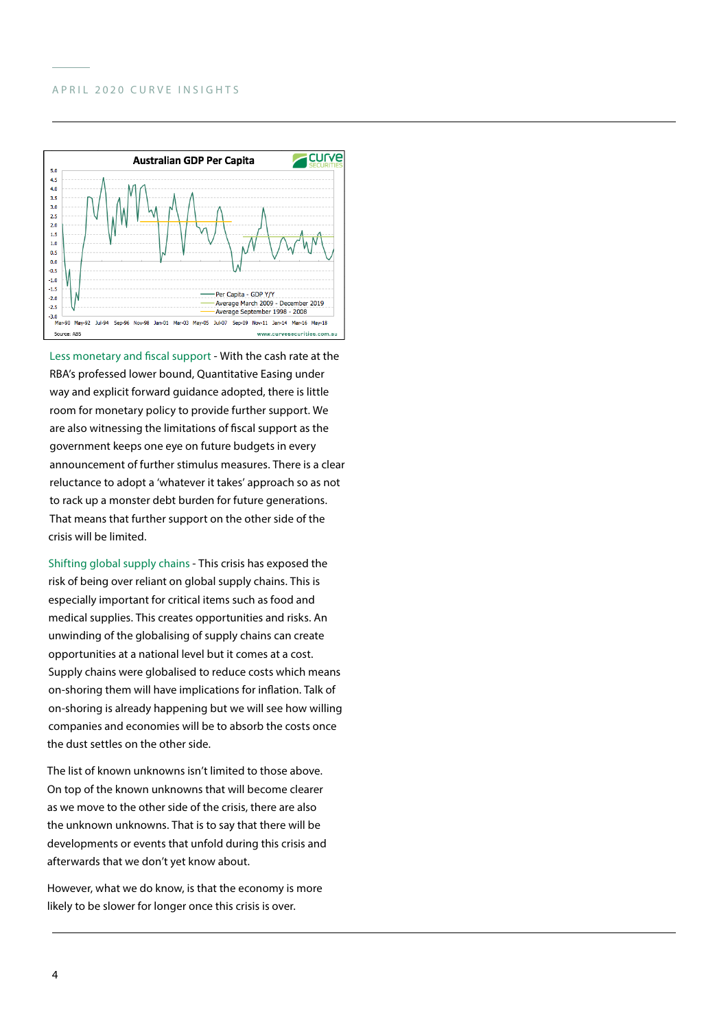Australian GDP Per Capita

5.0
4.5
4.0
3.5
3.0
2.5
2.0
1.5
1.0
0.5
0.0
-0.5
-1.0
-1.5
-2.0
-2.5
-3.0

Mar-90 May-92 Jul-94 Sep-96 Nov-98 Jan-01 Mar-03 May-05 Jul-07 Sep-09 Nov-11 Jan-14 Mar-16 May-18

Per Capita - GDP Y/Y
Average March 2009 - December 2019
Average September 1998 - 2008

Source: ABS

www.curvesecurities.com.au

Less monetary and fiscal support - With the cash rate at the RBA's professed lower bound, Quantitative Easing under way and explicit forward guidance adopted, there is little room for monetary policy to provide further support. We are also witnessing the limitations of fiscal support as the government keeps one eye on future budgets in every announcement of further stimulus measures. There is a clear reluctance to adopt a 'whatever it takes' approach so as not to rack up a monster debt burden for future generations. That means that further support on the other side of the crisis will be limited.

Shifting global supply chains - This crisis has exposed the risk of being over reliant on global supply chains. This is especially important for critical items such as food and medical supplies. This creates opportunities and risks. An unwinding of the globalising of supply chains can create opportunities at a national level but it comes at a cost. Supply chains were globalised to reduce costs which means on-shoring them will have implications for inflation. Talk of on-shoring is already happening but we will see how willing companies and economies will be to absorb the costs once the dust settles on the other side.

The list of known unknowns isn't limited to those above. On top of the known unknowns that will become clearer as we move to the other side of the crisis, there are also the unknown unknowns. That is to say that there will be developments or events that unfold during this crisis and afterwards that we don't yet know about.

However, what we do know, is that the economy is more likely to be slower for longer once this crisis is over.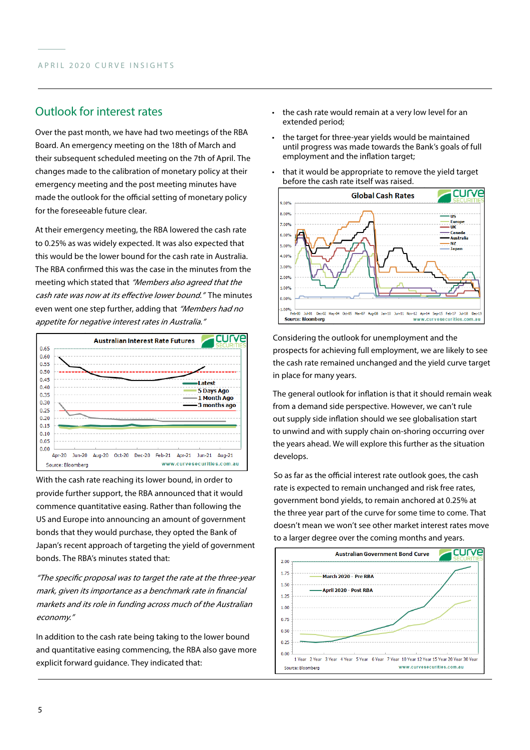## Outlook for interest rates

Over the past month, we have had two meetings of the RBA Board. An emergency meeting on the 18th of March and their subsequent scheduled meeting on the 7th of April. The changes made to the calibration of monetary policy at their emergency meeting and the post meeting minutes have made the outlook for the official setting of monetary policy for the foreseeable future clear.

At their emergency meeting, the RBA lowered the cash rate to 0.25% as was widely expected. It was also expected that this would be the lower bound for the cash rate in Australia. The RBA confirmed this was the case in the minutes from the meeting which stated that *"Members also agreed that the cash rate was now at its effective lower bound."* The minutes even went one step further, adding that *"Members had no appetite for negative interest rates in Australia."*

Australian Interest Rate Futures

0.65
0.60
0.55
0.50
0.45
0.40
0.35
0.30
0.25
0.20
0.15
0.10
0.05
0.00

Apr-20 Jun-20 Aug-20 Oct-20 Dec-20 Feb-21 Apr-21 Jun-21 Aug-21

Latest
5 Days Ago
1 Month Ago
3 months ago

Source: Bloomberg
www.curvesecurities.com.au

With the cash rate reaching its lower bound, in order to provide further support, the RBA announced that it would commence quantitative easing. Rather than following the US and Europe into announcing an amount of government bonds that they would purchase, they opted the Bank of Japan's recent approach of targeting the yield of government bonds. The RBA's minutes stated that:

*"The specific proposal was to target the rate at the three-year mark, given its importance as a benchmark rate in financial markets and its role in funding across much of the Australian economy."*

In addition to the cash rate being taking to the lower bound and quantitative easing commencing, the RBA also gave more explicit forward guidance. They indicated that:

- the cash rate would remain at a very low level for an extended period;
- the target for three-year yields would be maintained until progress was made towards the Bank's goals of full employment and the inflation target;
- that it would be appropriate to remove the yield target before the cash rate itself was raised.

Global Cash Rates

9.00%
8.00%
7.00%
6.00%
5.00%
4.00%
3.00%
2.00%
1.00%
0.00%
-1.00%

Feb-00 Jul-01 Dec-02 May-04 Oct-05 Mar-07 Aug-08 Jan-10 Jun-11 Nov-12 Apr-14 Sep-15 Feb-17 Jul-18 Dec-19

US
Europe
UK
Canada
Australia
NZ
Japan

Source: Bloomberg
www.curvesecurities.com.au

Considering the outlook for unemployment and the prospects for achieving full employment, we are likely to see the cash rate remained unchanged and the yield curve target in place for many years.

The general outlook for inflation is that it should remain weak from a demand side perspective. However, we can't rule out supply side inflation should we see globalisation start to unwind and with supply chain on-shoring occurring over the years ahead. We will explore this further as the situation develops.

So as far as the official interest rate outlook goes, the cash rate is expected to remain unchanged and risk free rates, government bond yields, to remain anchored at 0.25% at the three year part of the curve for some time to come. That doesn't mean we won't see other market interest rates move to a larger degree over the coming months and years.

Australian Government Bond Curve

2.00
1.75
1.50
1.25
1.00
0.75
0.50
0.25
0.00

1 Year 2 Year 3 Year 4 Year 5 Year 6 Year 7 Year 10 Year 12 Year 15 Year 20 Year 30 Year

March 2020 - Pre RBA
April 2020 - Post RBA

Source: Bloomberg
www.curvesecurities.com.au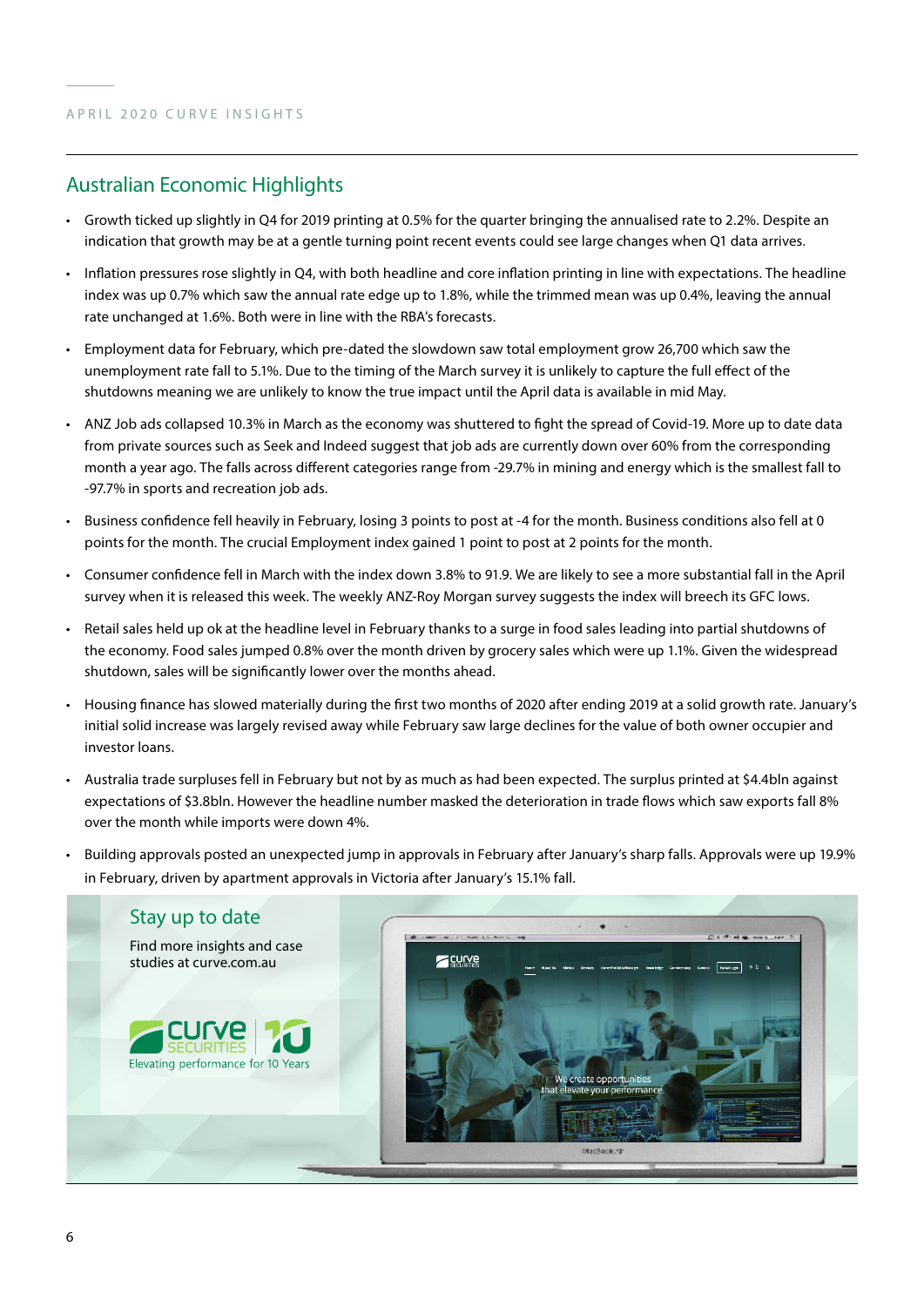## Australian Economic Highlights

- Growth ticked up slightly in Q4 for 2019 printing at 0.5% for the quarter bringing the annualised rate to 2.2%. Despite an indication that growth may be at a gentle turning point recent events could see large changes when Q1 data arrives.
- Inflation pressures rose slightly in Q4, with both headline and core inflation printing in line with expectations. The headline index was up 0.7% which saw the annual rate edge up to 1.8%, while the trimmed mean was up 0.4%, leaving the annual rate unchanged at 1.6%. Both were in line with the RBA's forecasts.
- Employment data for February, which pre-dated the slowdown saw total employment grow 26,700 which saw the unemployment rate fall to 5.1%. Due to the timing of the March survey it is unlikely to capture the full effect of the shutdowns meaning we are unlikely to know the true impact until the April data is available in mid May.
- ANZ Job ads collapsed 10.3% in March as the economy was shuttered to fight the spread of Covid-19. More up to date data from private sources such as Seek and Indeed suggest that job ads are currently down over 60% from the corresponding month a year ago. The falls across different categories range from -29.7% in mining and energy which is the smallest fall to -97.7% in sports and recreation job ads.
- Business confidence fell heavily in February, losing 3 points to post at -4 for the month. Business conditions also fell at 0 points for the month. The crucial Employment index gained 1 point to post at 2 points for the month.
- Consumer confidence fell in March with the index down 3.8% to 91.9. We are likely to see a more substantial fall in the April survey when it is released this week. The weekly ANZ-Roy Morgan survey suggests the index will breech its GFC lows.
- Retail sales held up ok at the headline level in February thanks to a surge in food sales leading into partial shutdowns of the economy. Food sales jumped 0.8% over the month driven by grocery sales which were up 1.1%. Given the widespread shutdown, sales will be significantly lower over the months ahead.
- Housing finance has slowed materially during the first two months of 2020 after ending 2019 at a solid growth rate. January's initial solid increase was largely revised away while February saw large declines for the value of both owner occupier and investor loans.
- Australia trade surpluses fell in February but not by as much as had been expected. The surplus printed at $4.4bln against expectations of $3.8bln. However the headline number masked the deterioration in trade flows which saw exports fall 8% over the month while imports were down 4%.
- Building approvals posted an unexpected jump in approvals in February after January's sharp falls. Approvals were up 19.9% in February, driven by apartment approvals in Victoria after January's 15.1% fall.

### Stay up to date

Find more insights and case studies at curve.com.au

Curve Securities 10 — Elevating performance for 10 Years